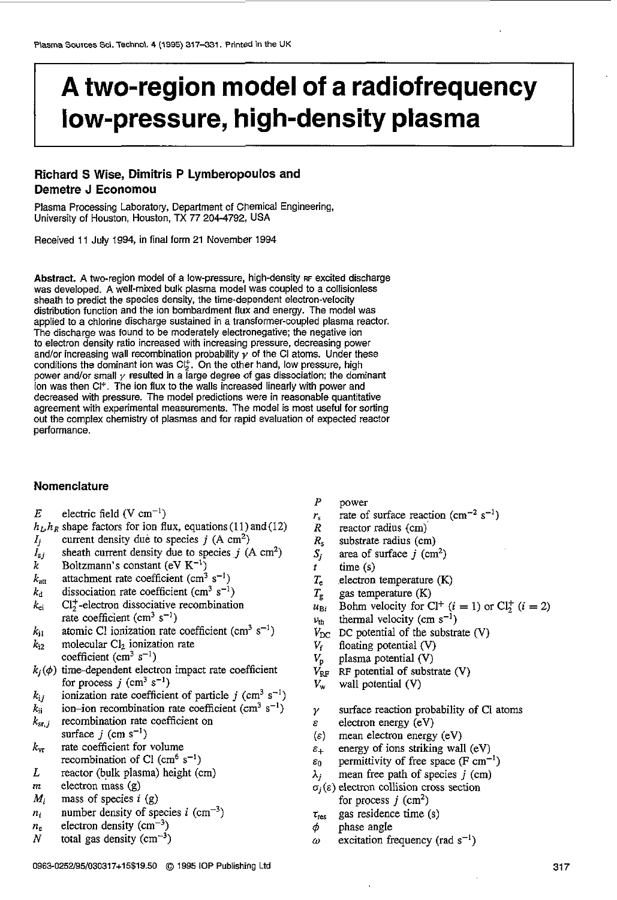# A two-region model of a radiofrequency low-pressure, high-density plasma

**Richard S Wise, Dimitris P Lymberopoulos and Demetre J Economou**

Plasma Processing Laboratory, Department of Chemical Engineering, University of Houston, Houston, TX 77 204-4792, USA

Received 11 July 1994, in final form 21 November 1994

**Abstract.** A two-region model of a low-pressure, high-density RF excited discharge was developed. A well-mixed bulk plasma model was coupled to a collisionless sheath to predict the species density, the time-dependent electron-velocity distribution function and the ion bombardment flux and energy. The model was applied to a chlorine discharge sustained in a transformer-coupled plasma reactor. The discharge was found to be moderately electronegative; the negative ion to electron density ratio increased with increasing pressure, decreasing power and/or increasing wall recombination probability $\gamma$ of the Cl atoms. Under these conditions the dominant ion was $Cl_2^+$. On the other hand, low pressure, high power and/or small $\gamma$ resulted in a large degree of gas dissociation; the dominant ion was then $Cl^+$. The ion flux to the walls increased linearly with power and decreased with pressure. The model predictions were in reasonable quantitative agreement with experimental measurements. The model is most useful for sorting out the complex chemistry of plasmas and for rapid evaluation of expected reactor performance.

## Nomenclature

- $E$ electric field (V cm$^{-1}$)
- $h_L, h_R$ shape factors for ion flux, equations (11) and (12)
- $I_j$ current density due to species $j$ (A cm$^2$)
- $I_{sj}$ sheath current density due to species $j$ (A cm$^2$)
- $k$ Boltzmann's constant (eV K$^{-1}$)
- $k_{att}$ attachment rate coefficient (cm$^3$ s$^{-1}$)
- $k_d$ dissociation rate coefficient (cm$^3$ s$^{-1}$)
- $k_{ei}$ $Cl_2^+$-electron dissociative recombination rate coefficient (cm$^3$ s$^{-1}$)
- $k_{i1}$ atomic Cl ionization rate coefficient (cm$^3$ s$^{-1}$)
- $k_{i2}$ molecular $Cl_2$ ionization rate coefficient (cm$^3$ s$^{-1}$)
- $k_j(\phi)$ time-dependent electron impact rate coefficient for process $j$ (cm$^3$ s$^{-1}$)
- $k_{ij}$ ionization rate coefficient of particle $j$ (cm$^3$ s$^{-1}$)
- $k_{ii}$ ion–ion recombination rate coefficient (cm$^3$ s$^{-1}$)
- $k_{sr,j}$ recombination rate coefficient on surface $j$ (cm s$^{-1}$)
- $k_{vr}$ rate coefficient for volume recombination of Cl (cm$^6$ s$^{-1}$)
- $L$ reactor (bulk plasma) height (cm)
- $m$ electron mass (g)
- $M_i$ mass of species $i$ (g)
- $n_i$ number density of species $i$ (cm$^{-3}$)
- $n_e$ electron density (cm$^{-3}$)
- $N$ total gas density (cm$^{-3}$)
- $P$ power
- $r_s$ rate of surface reaction (cm$^{-2}$ s$^{-1}$)
- $R$ reactor radius (cm)
- $R_s$ substrate radius (cm)
- $S_j$ area of surface $j$ (cm$^2$)
- $t$ time (s)
- $T_e$ electron temperature (K)
- $T_g$ gas temperature (K)
- $u_{Bi}$ Bohm velocity for $Cl^+$ ($i = 1$) or $Cl_2^+$ ($i = 2$)
- $v_{th}$ thermal velocity (cm s$^{-1}$)
- $V_{DC}$ DC potential of the substrate (V)
- $V_f$ floating potential (V)
- $V_p$ plasma potential (V)
- $V_{RF}$ RF potential of substrate (V)
- $V_w$ wall potential (V)
- $\gamma$ surface reaction probability of Cl atoms
- $\varepsilon$ electron energy (eV)
- $\langle\varepsilon\rangle$ mean electron energy (eV)
- $\varepsilon_+$ energy of ions striking wall (eV)
- $\varepsilon_0$ permittivity of free space (F cm$^{-1}$)
- $\lambda_j$ mean free path of species $j$ (cm)
- $\sigma_j(\varepsilon)$ electron collision cross section for process $j$ (cm$^2$)
- $\tau_{res}$ gas residence time (s)
- $\phi$ phase angle
- $\omega$ excitation frequency (rad s$^{-1}$)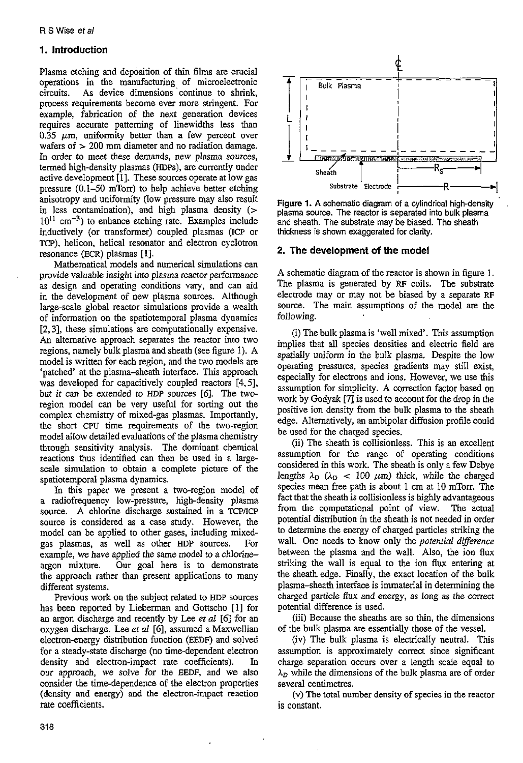## 1. Introduction

Plasma etching and deposition of thin films are crucial operations in the manufacturing of microelectronic circuits. As device dimensions continue to shrink, process requirements become ever more stringent. For example, fabrication of the next generation devices requires accurate patterning of linewidths less than 0.35 $\mu$m, uniformity better than a few percent over wafers of > 200 mm diameter and no radiation damage. In order to meet these demands, new plasma sources, termed high-density plasmas (HDPs), are currently under active development [1]. These sources operate at low gas pressure (0.1–50 mTorr) to help achieve better etching anisotropy and uniformity (low pressure may also result in less contamination), and high plasma density (> $10^{11}$ cm$^{-3}$) to enhance etching rate. Examples include inductively (or transformer) coupled plasmas (ICP or TCP), helicon, helical resonator and electron cyclotron resonance (ECR) plasmas [1].

Mathematical models and numerical simulations can provide valuable insight into plasma reactor performance as design and operating conditions vary, and can aid in the development of new plasma sources. Although large-scale global reactor simulations provide a wealth of information on the spatiotemporal plasma dynamics [2, 3], these simulations are computationally expensive. An alternative approach separates the reactor into two regions, namely bulk plasma and sheath (see figure 1). A model is written for each region, and the two models are 'patched' at the plasma–sheath interface. This approach was developed for capacitively coupled reactors [4, 5], but it can be extended to HDP sources [6]. The two-region model can be very useful for sorting out the complex chemistry of mixed-gas plasmas. Importantly, the short CPU time requirements of the two-region model allow detailed evaluations of the plasma chemistry through sensitivity analysis. The dominant chemical reactions thus identified can then be used in a large-scale simulation to obtain a complete picture of the spatiotemporal plasma dynamics.

In this paper we present a two-region model of a radiofrequency low-pressure, high-density plasma source. A chlorine discharge sustained in a TCP/ICP source is considered as a case study. However, the model can be applied to other gases, including mixed-gas plasmas, as well as other HDP sources. For example, we have applied the same model to a chlorine–argon mixture. Our goal here is to demonstrate the approach rather than present applications to many different systems.

Previous work on the subject related to HDP sources has been reported by Lieberman and Gottscho [1] for an argon discharge and recently by Lee *et al* [6] for an oxygen discharge. Lee *et al* [6], assumed a Maxwellian electron-energy distribution function (EEDF) and solved for a steady-state discharge (no time-dependent electron density and electron-impact rate coefficients). In our approach, we solve for the EEDF, and we also consider the time-dependence of the electron properties (density and energy) and the electron-impact reaction rate coefficients.

**Figure 1.** A schematic diagram of a cylindrical high-density plasma source. The reactor is separated into bulk plasma and sheath. The substrate may be biased. The sheath thickness is shown exaggerated for clarity.

## 2. The development of the model

A schematic diagram of the reactor is shown in figure 1. The plasma is generated by RF coils. The substrate electrode may or may not be biased by a separate RF source. The main assumptions of the model are the following.

(i) The bulk plasma is 'well mixed'. This assumption implies that all species densities and electric field are spatially uniform in the bulk plasma. Despite the low operating pressures, species gradients may still exist, especially for electrons and ions. However, we use this assumption for simplicity. A correction factor based on work by Godyak [7] is used to account for the drop in the positive ion density from the bulk plasma to the sheath edge. Alternatively, an ambipolar diffusion profile could be used for the charged species.

(ii) The sheath is collisionless. This is an excellent assumption for the range of operating conditions considered in this work. The sheath is only a few Debye lengths $\lambda_D$ ($\lambda_D$ < 100 $\mu$m) thick, while the charged species mean free path is about 1 cm at 10 mTorr. The fact that the sheath is collisionless is highly advantageous from the computational point of view. The actual potential distribution in the sheath is not needed in order to determine the energy of charged particles striking the wall. One needs to know only the *potential difference* between the plasma and the wall. Also, the ion flux striking the wall is equal to the ion flux entering at the sheath edge. Finally, the exact location of the bulk plasma–sheath interface is immaterial in determining the charged particle flux and energy, as long as the correct potential difference is used.

(iii) Because the sheaths are so thin, the dimensions of the bulk plasma are essentially those of the vessel.

(iv) The bulk plasma is electrically neutral. This assumption is approximately correct since significant charge separation occurs over a length scale equal to $\lambda_D$ while the dimensions of the bulk plasma are of order several centimetres.

(v) The total number density of species in the reactor is constant.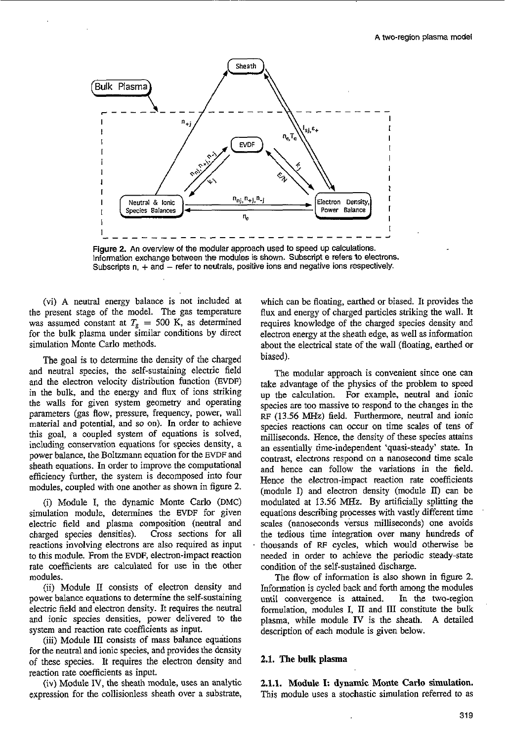Figure 2. An overview of the modular approach used to speed up calculations. Information exchange between the modules is shown. Subscript e refers to electrons. Subscripts n, + and − refer to neutrals, positive ions and negative ions respectively.

(vi) A neutral energy balance is not included at the present stage of the model. The gas temperature was assumed constant at $T_g = 500$ K, as determined for the bulk plasma under similar conditions by direct simulation Monte Carlo methods.

The goal is to determine the density of the charged and neutral species, the self-sustaining electric field and the electron velocity distribution function (EVDF) in the bulk, and the energy and flux of ions striking the walls for given system geometry and operating parameters (gas flow, pressure, frequency, power, wall material and potential, and so on). In order to achieve this goal, a coupled system of equations is solved, including conservation equations for species density, a power balance, the Boltzmann equation for the EVDF and sheath equations. In order to improve the computational efficiency further, the system is decomposed into four modules, coupled with one another as shown in figure 2.

(i) Module I, the dynamic Monte Carlo (DMC) simulation module, determines the EVDF for given electric field and plasma composition (neutral and charged species densities). Cross sections for all reactions involving electrons are also required as input to this module. From the EVDF, electron-impact reaction rate coefficients are calculated for use in the other modules.

(ii) Module II consists of electron density and power balance equations to determine the self-sustaining electric field and electron density. It requires the neutral and ionic species densities, power delivered to the system and reaction rate coefficients as input.

(iii) Module III consists of mass balance equations for the neutral and ionic species, and provides the density of these species. It requires the electron density and reaction rate coefficients as input.

(iv) Module IV, the sheath module, uses an analytic expression for the collisionless sheath over a substrate, which can be floating, earthed or biased. It provides the flux and energy of charged particles striking the wall. It requires knowledge of the charged species density and electron energy at the sheath edge, as well as information about the electrical state of the wall (floating, earthed or biased).

The modular approach is convenient since one can take advantage of the physics of the problem to speed up the calculation. For example, neutral and ionic species are too massive to respond to the changes in the RF (13.56 MHz) field. Furthermore, neutral and ionic species reactions can occur on time scales of tens of milliseconds. Hence, the density of these species attains an essentially time-independent 'quasi-steady' state. In contrast, electrons respond on a nanosecond time scale and hence can follow the variations in the field. Hence the electron-impact reaction rate coefficients (module I) and electron density (module II) can be modulated at 13.56 MHz. By artificially splitting the equations describing processes with vastly different time scales (nanoseconds versus milliseconds) one avoids the tedious time integration over many hundreds of thousands of RF cycles, which would otherwise be needed in order to achieve the periodic steady-state condition of the self-sustained discharge.

The flow of information is also shown in figure 2. Information is cycled back and forth among the modules until convergence is attained. In the two-region formulation, modules I, II and III constitute the bulk plasma, while module IV is the sheath. A detailed description of each module is given below.

## 2.1. The bulk plasma

### 2.1.1. Module I: dynamic Monte Carlo simulation.

This module uses a stochastic simulation referred to as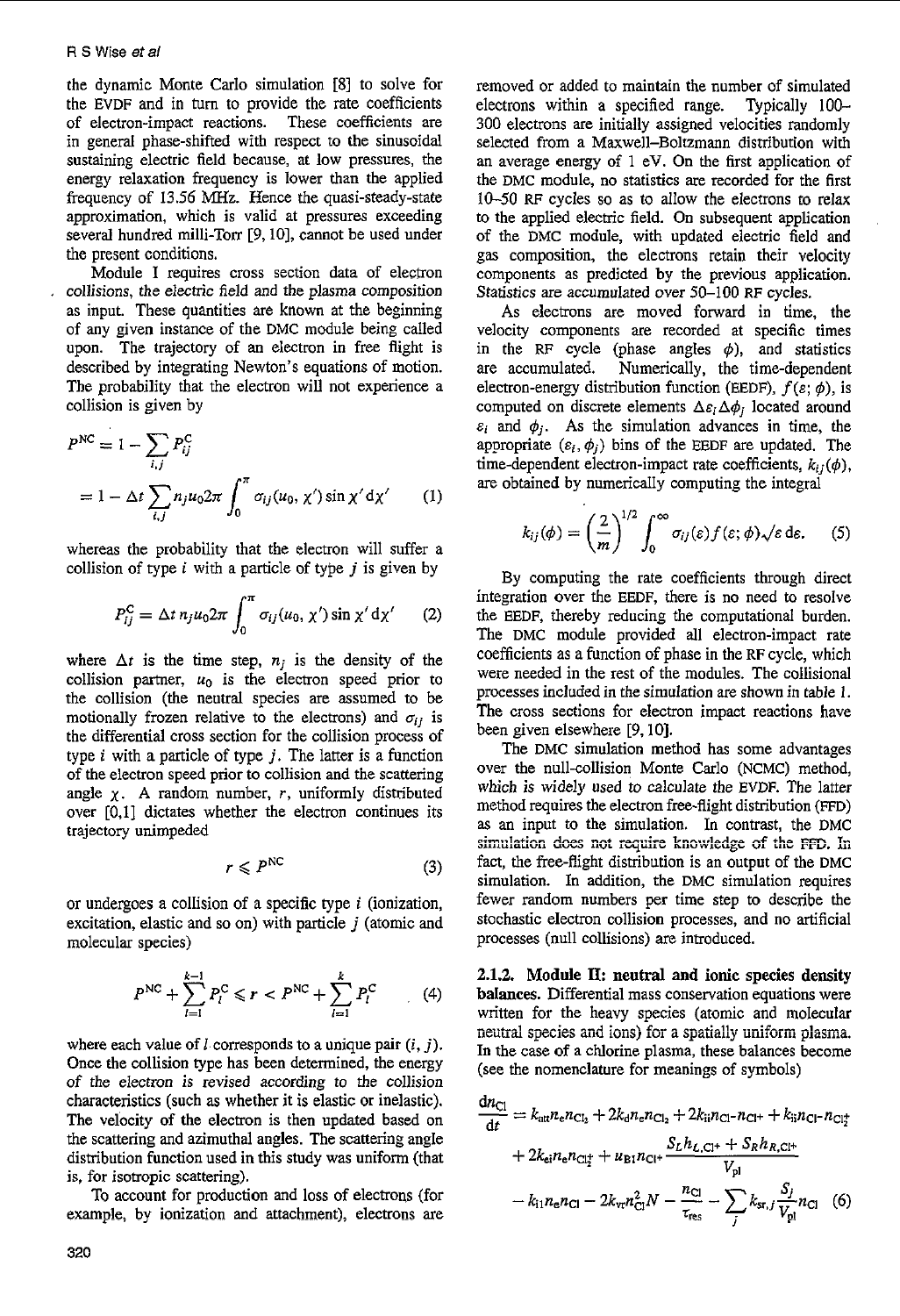the dynamic Monte Carlo simulation [8] to solve for the EVDF and in turn to provide the rate coefficients of electron-impact reactions. These coefficients are in general phase-shifted with respect to the sinusoidal sustaining electric field because, at low pressures, the energy relaxation frequency is lower than the applied frequency of 13.56 MHz. Hence the quasi-steady-state approximation, which is valid at pressures exceeding several hundred milli-Torr [9, 10], cannot be used under the present conditions.

Module I requires cross section data of electron collisions, the electric field and the plasma composition as input. These quantities are known at the beginning of any given instance of the DMC module being called upon. The trajectory of an electron in free flight is described by integrating Newton's equations of motion. The probability that the electron will not experience a collision is given by

$$P^{\mathrm{NC}} = 1 - \sum_{i,j} P_{ij}^{\mathrm{C}}$$

$$= 1 - \Delta t \sum_{i,j} n_j u_0 2\pi \int_0^{\pi} \sigma_{ij}(u_0, \chi') \sin\chi' \,\mathrm{d}\chi' \qquad (1)$$

whereas the probability that the electron will suffer a collision of type $i$ with a particle of type $j$ is given by

$$P_{ij}^{\mathrm{C}} = \Delta t\, n_j u_0 2\pi \int_0^{\pi} \sigma_{ij}(u_0, \chi') \sin\chi' \,\mathrm{d}\chi' \qquad (2)$$

where $\Delta t$ is the time step, $n_j$ is the density of the collision partner, $u_0$ is the electron speed prior to the collision (the neutral species are assumed to be motionally frozen relative to the electrons) and $\sigma_{ij}$ is the differential cross section for the collision process of type $i$ with a particle of type $j$. The latter is a function of the electron speed prior to collision and the scattering angle $\chi$. A random number, $r$, uniformly distributed over [0,1] dictates whether the electron continues its trajectory unimpeded

$$r \leqslant P^{\mathrm{NC}} \qquad (3)$$

or undergoes a collision of a specific type $i$ (ionization, excitation, elastic and so on) with particle $j$ (atomic and molecular species)

$$P^{\mathrm{NC}} + \sum_{l=1}^{k-1} P_l^{\mathrm{C}} \leqslant r < P^{\mathrm{NC}} + \sum_{l=1}^{k} P_l^{\mathrm{C}} \qquad (4)$$

where each value of $l$ corresponds to a unique pair $(i, j)$. Once the collision type has been determined, the energy of the electron is revised according to the collision characteristics (such as whether it is elastic or inelastic). The velocity of the electron is then updated based on the scattering and azimuthal angles. The scattering angle distribution function used in this study was uniform (that is, for isotropic scattering).

To account for production and loss of electrons (for example, by ionization and attachment), electrons are removed or added to maintain the number of simulated electrons within a specified range. Typically 100–300 electrons are initially assigned velocities randomly selected from a Maxwell–Boltzmann distribution with an average energy of 1 eV. On the first application of the DMC module, no statistics are recorded for the first 10–50 RF cycles so as to allow the electrons to relax to the applied electric field. On subsequent application of the DMC module, with updated electric field and gas composition, the electrons retain their velocity components as predicted by the previous application. Statistics are accumulated over 50–100 RF cycles.

As electrons are moved forward in time, the velocity components are recorded at specific times in the RF cycle (phase angles $\phi$), and statistics are accumulated. Numerically, the time-dependent electron-energy distribution function (EEDF), $f(\varepsilon;\phi)$, is computed on discrete elements $\Delta\varepsilon_i \Delta\phi_j$ located around $\varepsilon_i$ and $\phi_j$. As the simulation advances in time, the appropriate $(\varepsilon_i, \phi_j)$ bins of the EEDF are updated. The time-dependent electron-impact rate coefficients, $k_{ij}(\phi)$, are obtained by numerically computing the integral

$$k_{ij}(\phi) = \left(\frac{2}{m}\right)^{1/2} \int_0^{\infty} \sigma_{ij}(\varepsilon) f(\varepsilon;\phi) \sqrt{\varepsilon}\,\mathrm{d}\varepsilon. \qquad (5)$$

By computing the rate coefficients through direct integration over the EEDF, there is no need to resolve the EEDF, thereby reducing the computational burden. The DMC module provided all electron-impact rate coefficients as a function of phase in the RF cycle, which were needed in the rest of the modules. The collisional processes included in the simulation are shown in table 1. The cross sections for electron impact reactions have been given elsewhere [9, 10].

The DMC simulation method has some advantages over the null-collision Monte Carlo (NCMC) method, which is widely used to calculate the EVDF. The latter method requires the electron free-flight distribution (FFD) as an input to the simulation. In contrast, the DMC simulation does not require knowledge of the FFD. In fact, the free-flight distribution is an output of the DMC simulation. In addition, the DMC simulation requires fewer random numbers per time step to describe the stochastic electron collision processes, and no artificial processes (null collisions) are introduced.

#### 2.1.2. Module II: neutral and ionic species density balances.

Differential mass conservation equations were written for the heavy species (atomic and molecular neutral species and ions) for a spatially uniform plasma. In the case of a chlorine plasma, these balances become (see the nomenclature for meanings of symbols)

$$\frac{\mathrm{d}n_{\mathrm{Cl}}}{\mathrm{d}t} = k_{\mathrm{att}} n_e n_{\mathrm{Cl_2}} + 2k_{\mathrm{d}} n_e n_{\mathrm{Cl_2}} + 2k_{\mathrm{ii}} n_{\mathrm{Cl^-}} n_{\mathrm{Cl^+}} + k_{\mathrm{ii}} n_{\mathrm{Cl^-}} n_{\mathrm{Cl_2^+}}$$

$$+ 2k_{\mathrm{ei}} n_e n_{\mathrm{Cl_2^+}} + u_{\mathrm{B1}} n_{\mathrm{Cl^+}} \frac{S_L h_{L,\mathrm{Cl^+}} + S_R h_{R,\mathrm{Cl^+}}}{V_{\mathrm{pl}}}$$

$$- k_{\mathrm{i1}} n_e n_{\mathrm{Cl}} - 2k_{\mathrm{vr}} n_{\mathrm{Cl}}^2 N - \frac{n_{\mathrm{Cl}}}{\tau_{\mathrm{res}}} - \sum_j k_{\mathrm{sr},j} \frac{S_j}{V_{\mathrm{pl}}} n_{\mathrm{Cl}} \qquad (6)$$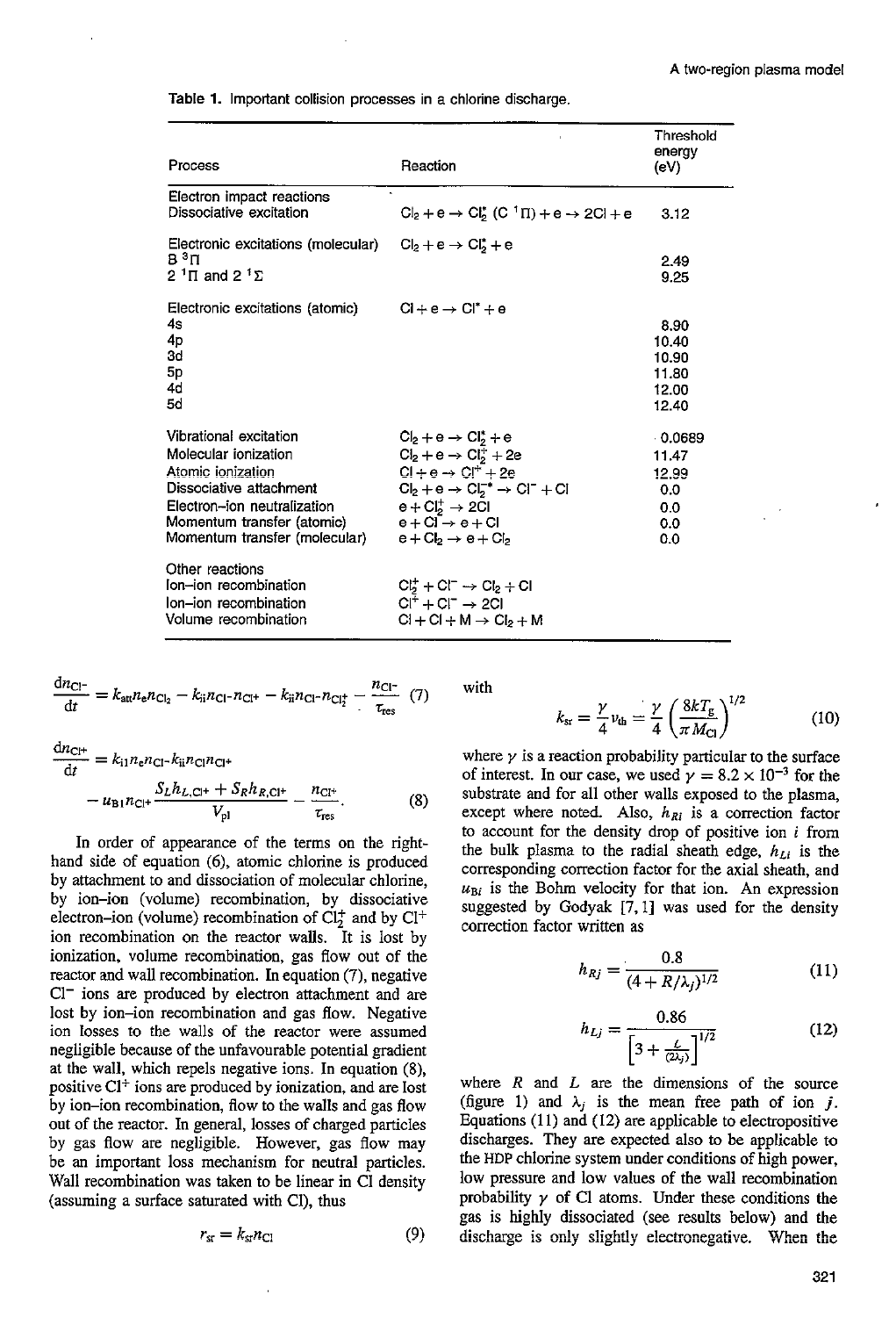Table 1. Important collision processes in a chlorine discharge.

| Process | Reaction | Threshold energy (eV) |
|---|---|---|
| Electron impact reactions | | |
| Dissociative excitation | $Cl_2 + e \rightarrow Cl_2^* \, (C\,^1\Pi) + e \rightarrow 2Cl + e$ | 3.12 |
| Electronic excitations (molecular) | $Cl_2 + e \rightarrow Cl_2^* + e$ | |
| $B\,^3\Pi$ | | 2.49 |
| $2\,^1\Pi$ and $2\,^1\Sigma$ | | 9.25 |
| Electronic excitations (atomic) | $Cl + e \rightarrow Cl^* + e$ | |
| 4s | | 8.90 |
| 4p | | 10.40 |
| 3d | | 10.90 |
| 5p | | 11.80 |
| 4d | | 12.00 |
| 5d | | 12.40 |
| Vibrational excitation | $Cl_2 + e \rightarrow Cl_2^* + e$ | 0.0689 |
| Molecular ionization | $Cl_2 + e \rightarrow Cl_2^+ + 2e$ | 11.47 |
| Atomic ionization | $Cl + e \rightarrow Cl^+ + 2e$ | 12.99 |
| Dissociative attachment | $Cl_2 + e \rightarrow Cl_2^{-*} \rightarrow Cl^- + Cl$ | 0.0 |
| Electron–ion neutralization | $e + Cl_2^+ \rightarrow 2Cl$ | 0.0 |
| Momentum transfer (atomic) | $e + Cl \rightarrow e + Cl$ | 0.0 |
| Momentum transfer (molecular) | $e + Cl_2 \rightarrow e + Cl_2$ | 0.0 |
| Other reactions | | |
| Ion–ion recombination | $Cl_2^+ + Cl^- \rightarrow Cl_2 + Cl$ | |
| Ion–ion recombination | $Cl^+ + Cl^- \rightarrow 2Cl$ | |
| Volume recombination | $Cl + Cl + M \rightarrow Cl_2 + M$ | |

$$\frac{dn_{Cl^-}}{dt} = k_{att} n_e n_{Cl_2} - k_{ii} n_{Cl^-} n_{Cl^+} - k_{ii} n_{Cl^-} n_{Cl_2^+} - \frac{n_{Cl^-}}{\tau_{res}} \tag{7}$$

$$\frac{dn_{Cl^+}}{dt} = k_{i1} n_e n_{Cl} - k_{ii} n_{Cl} n_{Cl^+} - u_{B1} n_{Cl^+} \frac{S_L h_{L,Cl^+} + S_R h_{R,Cl^+}}{V_{pl}} - \frac{n_{Cl^+}}{\tau_{res}}. \tag{8}$$

In order of appearance of the terms on the right-hand side of equation (6), atomic chlorine is produced by attachment to and dissociation of molecular chlorine, by ion–ion (volume) recombination, by dissociative electron–ion (volume) recombination of $Cl_2^+$ and by $Cl^+$ ion recombination on the reactor walls. It is lost by ionization, volume recombination, gas flow out of the reactor and wall recombination. In equation (7), negative $Cl^-$ ions are produced by electron attachment and are lost by ion–ion recombination and gas flow. Negative ion losses to the walls of the reactor were assumed negligible because of the unfavourable potential gradient at the wall, which repels negative ions. In equation (8), positive $Cl^+$ ions are produced by ionization, and are lost by ion–ion recombination, flow to the walls and gas flow out of the reactor. In general, losses of charged particles by gas flow are negligible. However, gas flow may be an important loss mechanism for neutral particles. Wall recombination was taken to be linear in Cl density (assuming a surface saturated with Cl), thus

$$r_{sr} = k_{sr} n_{Cl} \tag{9}$$

with

$$k_{sr} = \frac{\gamma}{4} v_{th} = \frac{\gamma}{4} \left( \frac{8kT_g}{\pi M_{Cl}} \right)^{1/2} \tag{10}$$

where $\gamma$ is a reaction probability particular to the surface of interest. In our case, we used $\gamma = 8.2 \times 10^{-3}$ for the substrate and for all other walls exposed to the plasma, except where noted. Also, $h_{Ri}$ is a correction factor to account for the density drop of positive ion $i$ from the bulk plasma to the radial sheath edge, $h_{Li}$ is the corresponding correction factor for the axial sheath, and $u_{Bi}$ is the Bohm velocity for that ion. An expression suggested by Godyak [7, 1] was used for the density correction factor written as

$$h_{Rj} = \frac{0.8}{(4 + R/\lambda_j)^{1/2}} \tag{11}$$

$$h_{Lj} = \frac{0.86}{\left[3 + \frac{L}{(2\lambda_j)}\right]^{1/2}} \tag{12}$$

where $R$ and $L$ are the dimensions of the source (figure 1) and $\lambda_j$ is the mean free path of ion $j$. Equations (11) and (12) are applicable to electropositive discharges. They are expected also to be applicable to the HDP chlorine system under conditions of high power, low pressure and low values of the wall recombination probability $\gamma$ of Cl atoms. Under these conditions the gas is highly dissociated (see results below) and the discharge is only slightly electronegative. When the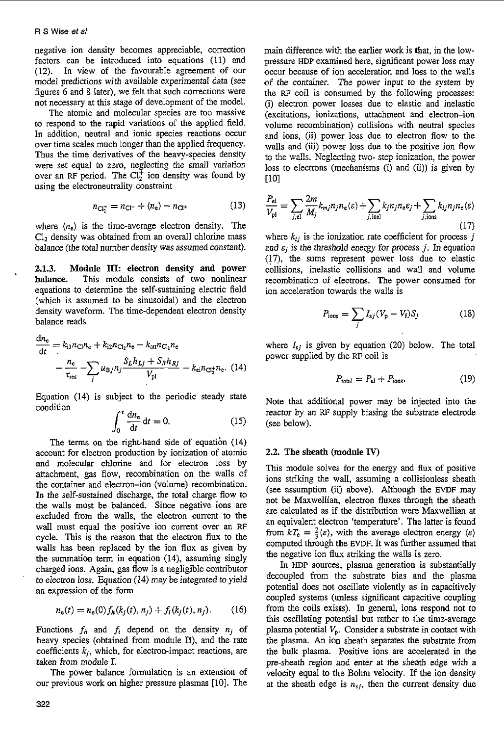negative ion density becomes appreciable, correction factors can be introduced into equations (11) and (12). In view of the favourable agreement of our model predictions with available experimental data (see figures 6 and 8 later), we felt that such corrections were not necessary at this stage of development of the model.

The atomic and molecular species are too massive to respond to the rapid variations of the applied field. In addition, neutral and ionic species reactions occur over time scales much longer than the applied frequency. Thus the time derivatives of the heavy-species density were set equal to zero, neglecting the small variation over an RF period. The $Cl_2^+$ ion density was found by using the electroneutrality constraint

$$n_{Cl_2^+} = n_{Cl^-} + \langle n_e \rangle - n_{Cl^+} \tag{13}$$

where $\langle n_e \rangle$ is the time-average electron density. The $Cl_2$ density was obtained from an overall chlorine mass balance (the total number density was assumed constant).

#### 2.1.3. Module III: electron density and power balance.

This module consists of two nonlinear equations to determine the self-sustaining electric field (which is assumed to be sinusoidal) and the electron density waveform. The time-dependent electron density balance reads

$$\frac{dn_e}{dt} = k_{i1} n_{Cl} n_e + k_{i2} n_{Cl_2} n_e - k_{att} n_{Cl_2} n_e - \frac{n_e}{\tau_{res}} - \sum_j u_{Bj} n_j \frac{S_L h_{Lj} + S_R h_{Rj}}{V_{pl}} - k_{ei} n_{Cl_2^+} n_e. \tag{14}$$

Equation (14) is subject to the periodic steady state condition

$$\int_0^\tau \frac{dn_e}{dt}\,dt = 0. \tag{15}$$

The terms on the right-hand side of equation (14) account for electron production by ionization of atomic and molecular chlorine and for electron loss by attachment, gas flow, recombination on the walls of the container and electron–ion (volume) recombination. In the self-sustained discharge, the total charge flow to the walls must be balanced. Since negative ions are excluded from the walls, the electron current to the wall must equal the positive ion current over an RF cycle. This is the reason that the electron flux to the walls has been replaced by the ion flux as given by the summation term in equation (14), assuming singly charged ions. Again, gas flow is a negligible contributor to electron loss. Equation (14) may be integrated to yield an expression of the form

$$n_e(t) = n_e(0) f_h(k_j(t), n_j) + f_i(k_j(t), n_j). \tag{16}$$

Functions $f_h$ and $f_i$ depend on the density $n_j$ of heavy species (obtained from module II), and the rate coefficients $k_j$, which, for electron-impact reactions, are taken from module I.

The power balance formulation is an extension of our previous work on higher pressure plasmas [10]. The main difference with the earlier work is that, in the low-pressure HDP examined here, significant power loss may occur because of ion acceleration and loss to the walls of the container. The power input to the system by the RF coil is consumed by the following processes: (i) electron power losses due to elastic and inelastic (excitations, ionizations, attachment and electron–ion volume recombination) collisions with neutral species and ions, (ii) power loss due to electron flow to the walls and (iii) power loss due to the positive ion flow to the walls. Neglecting two- step ionization, the power loss to electrons (mechanisms (i) and (ii)) is given by [10]

$$\frac{P_{el}}{V_{pl}} = \sum_{j,el} \frac{2m}{M_j} k_{mj} n_j n_e \langle \varepsilon \rangle + \sum_{j,inel} k_j n_j n_e \varepsilon_j + \sum_{j,ions} k_{lj} n_j n_e \langle \varepsilon \rangle \tag{17}$$

where $k_{ij}$ is the ionization rate coefficient for process $j$ and $\varepsilon_j$ is the threshold energy for process $j$. In equation (17), the sums represent power loss due to elastic collisions, inelastic collisions and wall and volume recombination of electrons. The power consumed for ion acceleration towards the walls is

$$P_{ions} = \sum_j I_{sj} (V_p - V_f) S_j \tag{18}$$

where $I_{sj}$ is given by equation (20) below. The total power supplied by the RF coil is

$$P_{total} = P_{el} + P_{ions}. \tag{19}$$

Note that additional power may be injected into the reactor by an RF supply biasing the substrate electrode (see below).

### 2.2. The sheath (module IV)

This module solves for the energy and flux of positive ions striking the wall, assuming a collisionless sheath (see assumption (ii) above). Although the EVDF may not be Maxwellian, electron fluxes through the sheath are calculated as if the distribution were Maxwellian at an equivalent electron 'temperature'. The latter is found from $kT_e = \frac{2}{3}\langle \varepsilon \rangle$, with the average electron energy $\langle \varepsilon \rangle$ computed through the EVDF. It was further assumed that the negative ion flux striking the walls is zero.

In HDP sources, plasma generation is substantially decoupled from the substrate bias and the plasma potential does not oscillate violently as in capacitively coupled systems (unless significant capacitive coupling from the coils exists). In general, ions respond not to this oscillating potential but rather to the time-average plasma potential $V_p$. Consider a substrate in contact with the plasma. An ion sheath separates the substrate from the bulk plasma. Positive ions are accelerated in the pre-sheath region and enter at the sheath edge with a velocity equal to the Bohm velocity. If the ion density at the sheath edge is $n_{sj}$, then the current density due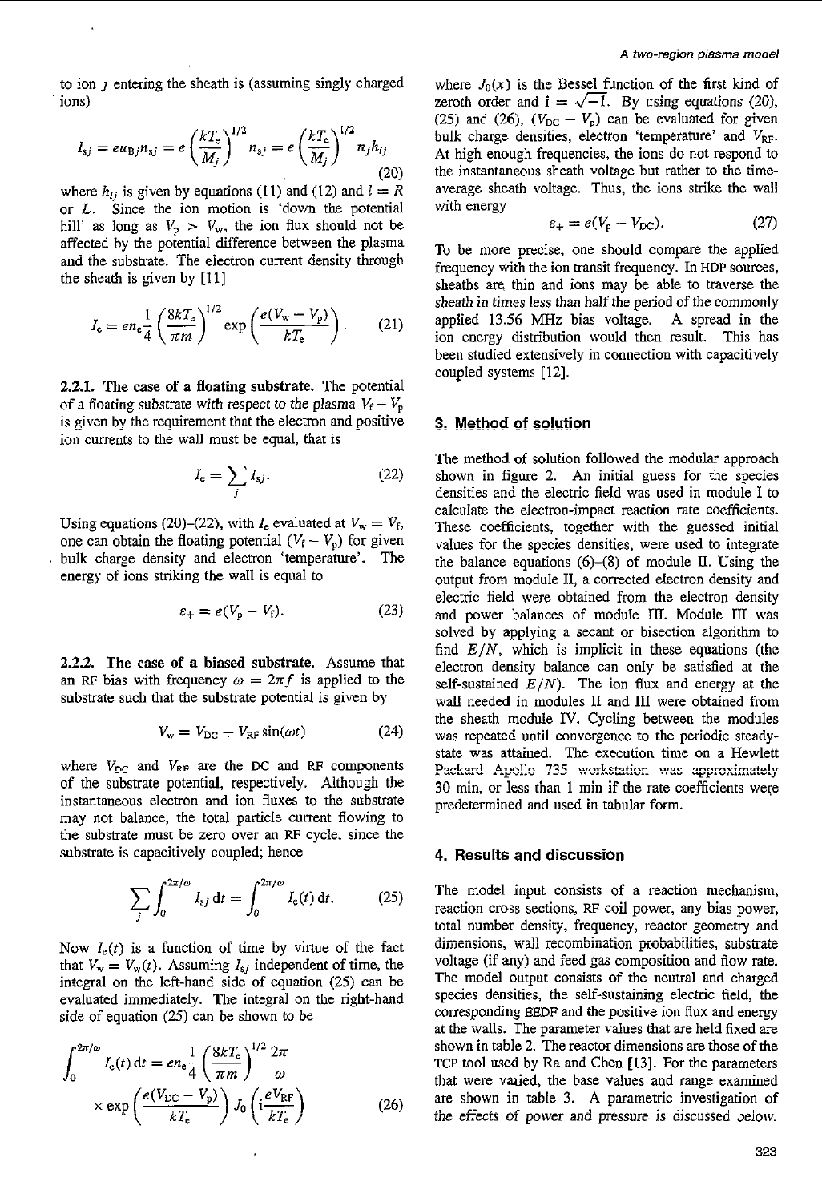to ion $j$ entering the sheath is (assuming singly charged ions)

$$I_{sj} = e u_{Bj} n_{sj} = e\left(\frac{kT_e}{M_j}\right)^{1/2} n_{sj} = e\left(\frac{kT_e}{M_j}\right)^{1/2} n_j h_{lj} \tag{20}$$

where $h_{lj}$ is given by equations (11) and (12) and $l = R$ or $L$. Since the ion motion is 'down the potential hill' as long as $V_p > V_w$, the ion flux should not be affected by the potential difference between the plasma and the substrate. The electron current density through the sheath is given by [11]

$$I_e = e n_e \frac{1}{4}\left(\frac{8kT_e}{\pi m}\right)^{1/2} \exp\left(\frac{e(V_w - V_p)}{kT_e}\right). \tag{21}$$

**2.2.1. The case of a floating substrate.** The potential of a floating substrate with respect to the plasma $V_f - V_p$ is given by the requirement that the electron and positive ion currents to the wall must be equal, that is

$$I_e = \sum_j I_{sj}. \tag{22}$$

Using equations (20)–(22), with $I_e$ evaluated at $V_w = V_f$, one can obtain the floating potential $(V_f - V_p)$ for given bulk charge density and electron 'temperature'. The energy of ions striking the wall is equal to

$$\varepsilon_+ = e(V_p - V_f). \tag{23}$$

**2.2.2. The case of a biased substrate.** Assume that an RF bias with frequency $\omega = 2\pi f$ is applied to the substrate such that the substrate potential is given by

$$V_w = V_{DC} + V_{RF}\sin(\omega t) \tag{24}$$

where $V_{DC}$ and $V_{RF}$ are the DC and RF components of the substrate potential, respectively. Although the instantaneous electron and ion fluxes to the substrate may not balance, the total particle current flowing to the substrate must be zero over an RF cycle, since the substrate is capacitively coupled; hence

$$\sum_j \int_0^{2\pi/\omega} I_{sj}\,dt = \int_0^{2\pi/\omega} I_e(t)\,dt. \tag{25}$$

Now $I_e(t)$ is a function of time by virtue of the fact that $V_w = V_w(t)$. Assuming $I_{sj}$ independent of time, the integral on the left-hand side of equation (25) can be evaluated immediately. The integral on the right-hand side of equation (25) can be shown to be

$$\int_0^{2\pi/\omega} I_e(t)\,dt = e n_e \frac{1}{4}\left(\frac{8kT_e}{\pi m}\right)^{1/2} \frac{2\pi}{\omega} \times \exp\left(\frac{e(V_{DC} - V_p)}{kT_e}\right) J_0\left(i\frac{eV_{RF}}{kT_e}\right) \tag{26}$$

where $J_0(x)$ is the Bessel function of the first kind of zeroth order and $i = \sqrt{-1}$. By using equations (20), (25) and (26), $(V_{DC} - V_p)$ can be evaluated for given bulk charge densities, electron 'temperature' and $V_{RF}$. At high enough frequencies, the ions do not respond to the instantaneous sheath voltage but rather to the time-average sheath voltage. Thus, the ions strike the wall with energy

$$\varepsilon_+ = e(V_p - V_{DC}). \tag{27}$$

To be more precise, one should compare the applied frequency with the ion transit frequency. In HDP sources, sheaths are thin and ions may be able to traverse the sheath in times less than half the period of the commonly applied 13.56 MHz bias voltage. A spread in the ion energy distribution would then result. This has been studied extensively in connection with capacitively coupled systems [12].

## 3. Method of solution

The method of solution followed the modular approach shown in figure 2. An initial guess for the species densities and the electric field was used in module I to calculate the electron-impact reaction rate coefficients. These coefficients, together with the guessed initial values for the species densities, were used to integrate the balance equations (6)–(8) of module II. Using the output from module II, a corrected electron density and electric field were obtained from the electron density and power balances of module III. Module III was solved by applying a secant or bisection algorithm to find $E/N$, which is implicit in these equations (the electron density balance can only be satisfied at the self-sustained $E/N$). The ion flux and energy at the wall needed in modules II and III were obtained from the sheath module IV. Cycling between the modules was repeated until convergence to the periodic steady-state was attained. The execution time on a Hewlett Packard Apollo 735 workstation was approximately 30 min, or less than 1 min if the rate coefficients were predetermined and used in tabular form.

## 4. Results and discussion

The model input consists of a reaction mechanism, reaction cross sections, RF coil power, any bias power, total number density, frequency, reactor geometry and dimensions, wall recombination probabilities, substrate voltage (if any) and feed gas composition and flow rate. The model output consists of the neutral and charged species densities, the self-sustaining electric field, the corresponding EEDF and the positive ion flux and energy at the walls. The parameter values that are held fixed are shown in table 2. The reactor dimensions are those of the TCP tool used by Ra and Chen [13]. For the parameters that were varied, the base values and range examined are shown in table 3. A parametric investigation of the effects of power and pressure is discussed below.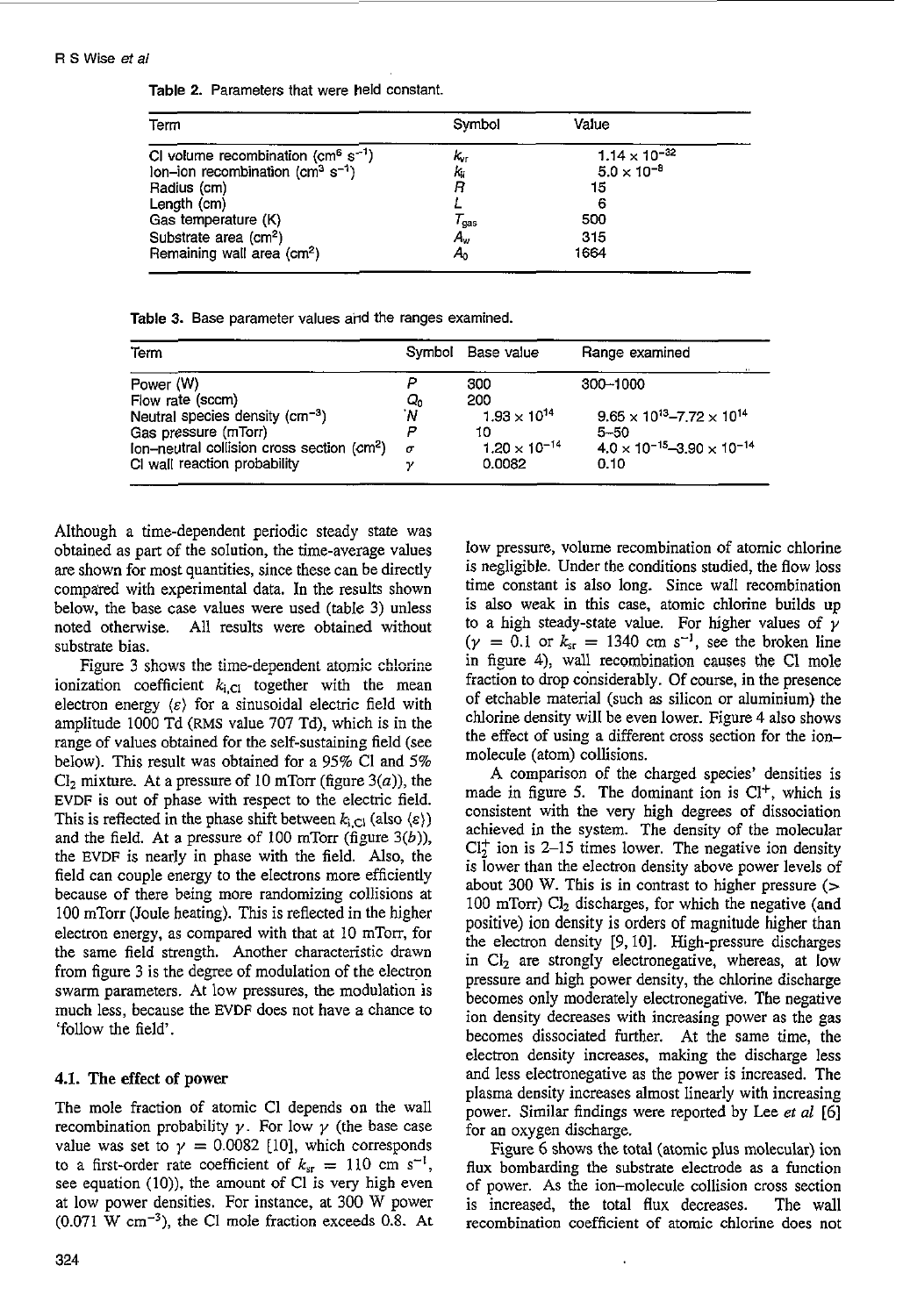**Table 2.** Parameters that were held constant.

| Term | Symbol | Value |
|---|---|---|
| Cl volume recombination (cm$^6$ s$^{-1}$) | $k_{vr}$ | $1.14 \times 10^{-32}$ |
| Ion–ion recombination (cm$^3$ s$^{-1}$) | $k_{ii}$ | $5.0 \times 10^{-8}$ |
| Radius (cm) | $R$ | 15 |
| Length (cm) | $L$ | 6 |
| Gas temperature (K) | $T_{gas}$ | 500 |
| Substrate area (cm$^2$) | $A_w$ | 315 |
| Remaining wall area (cm$^2$) | $A_0$ | 1664 |

**Table 3.** Base parameter values and the ranges examined.

| Term | Symbol | Base value | Range examined |
|---|---|---|---|
| Power (W) | $P$ | 300 | 300–1000 |
| Flow rate (sccm) | $Q_0$ | 200 | |
| Neutral species density (cm$^{-3}$) | $N$ | $1.93 \times 10^{14}$ | $9.65 \times 10^{13}$–$7.72 \times 10^{14}$ |
| Gas pressure (mTorr) | $p$ | 10 | 5–50 |
| Ion–neutral collision cross section (cm$^2$) | $\sigma$ | $1.20 \times 10^{-14}$ | $4.0 \times 10^{-15}$–$3.90 \times 10^{-14}$ |
| Cl wall reaction probability | $\gamma$ | 0.0082 | 0.10 |

Although a time-dependent periodic steady state was obtained as part of the solution, the time-average values are shown for most quantities, since these can be directly compared with experimental data. In the results shown below, the base case values were used (table 3) unless noted otherwise. All results were obtained without substrate bias.

Figure 3 shows the time-dependent atomic chlorine ionization coefficient $k_{i,Cl}$ together with the mean electron energy $\langle\varepsilon\rangle$ for a sinusoidal electric field with amplitude 1000 Td (RMS value 707 Td), which is in the range of values obtained for the self-sustaining field (see below). This result was obtained for a 95% Cl and 5% $Cl_2$ mixture. At a pressure of 10 mTorr (figure 3(*a*)), the EVDF is out of phase with respect to the electric field. This is reflected in the phase shift between $k_{i,Cl}$ (also $\langle\varepsilon\rangle$) and the field. At a pressure of 100 mTorr (figure 3(*b*)), the EVDF is nearly in phase with the field. Also, the field can couple energy to the electrons more efficiently because of there being more randomizing collisions at 100 mTorr (Joule heating). This is reflected in the higher electron energy, as compared with that at 10 mTorr, for the same field strength. Another characteristic drawn from figure 3 is the degree of modulation of the electron swarm parameters. At low pressures, the modulation is much less, because the EVDF does not have a chance to 'follow the field'.

### 4.1. The effect of power

The mole fraction of atomic Cl depends on the wall recombination probability $\gamma$. For low $\gamma$ (the base case value was set to $\gamma = 0.0082$ [10], which corresponds to a first-order rate coefficient of $k_{sr} = 110$ cm s$^{-1}$, see equation (10)), the amount of Cl is very high even at low power densities. For instance, at 300 W power (0.071 W cm$^{-3}$), the Cl mole fraction exceeds 0.8. At low pressure, volume recombination of atomic chlorine is negligible. Under the conditions studied, the flow loss time constant is also long. Since wall recombination is also weak in this case, atomic chlorine builds up to a high steady-state value. For higher values of $\gamma$ ($\gamma = 0.1$ or $k_{sr} = 1340$ cm s$^{-1}$, see the broken line in figure 4), wall recombination causes the Cl mole fraction to drop considerably. Of course, in the presence of etchable material (such as silicon or aluminium) the chlorine density will be even lower. Figure 4 also shows the effect of using a different cross section for the ion–molecule (atom) collisions.

A comparison of the charged species' densities is made in figure 5. The dominant ion is $Cl^+$, which is consistent with the very high degrees of dissociation achieved in the system. The density of the molecular $Cl_2^+$ ion is 2–15 times lower. The negative ion density is lower than the electron density above power levels of about 300 W. This is in contrast to higher pressure (> 100 mTorr) $Cl_2$ discharges, for which the negative (and positive) ion density is orders of magnitude higher than the electron density [9, 10]. High-pressure discharges in $Cl_2$ are strongly electronegative, whereas, at low pressure and high power density, the chlorine discharge becomes only moderately electronegative. The negative ion density decreases with increasing power as the gas becomes dissociated further. At the same time, the electron density increases, making the discharge less and less electronegative as the power is increased. The plasma density increases almost linearly with increasing power. Similar findings were reported by Lee *et al* [6] for an oxygen discharge.

Figure 6 shows the total (atomic plus molecular) ion flux bombarding the substrate electrode as a function of power. As the ion–molecule collision cross section is increased, the total flux decreases. The wall recombination coefficient of atomic chlorine does not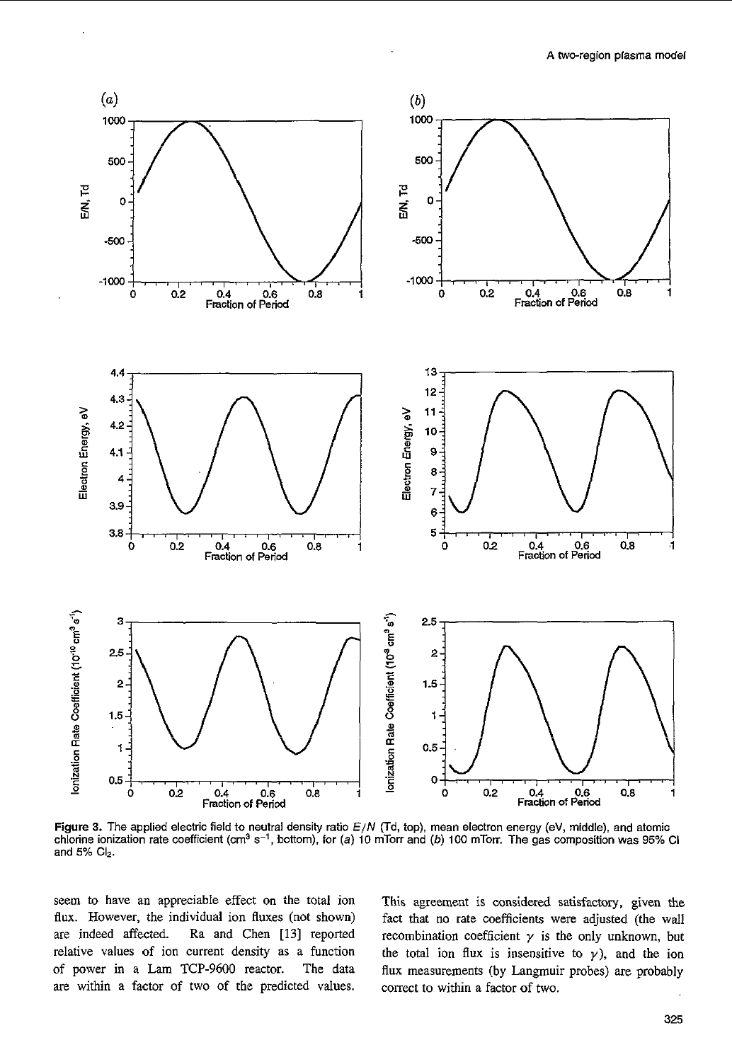**Figure 3.** The applied electric field to neutral density ratio $E/N$ (Td, top), mean electron energy (eV, middle), and atomic chlorine ionization rate coefficient ($cm^3$ $s^{-1}$, bottom), for (*a*) 10 mTorr and (*b*) 100 mTorr. The gas composition was 95% Cl and 5% $Cl_2$.

seem to have an appreciable effect on the total ion flux. However, the individual ion fluxes (not shown) are indeed affected. Ra and Chen [13] reported relative values of ion current density as a function of power in a Lam TCP-9600 reactor. The data are within a factor of two of the predicted values. This agreement is considered satisfactory, given the fact that no rate coefficients were adjusted (the wall recombination coefficient $\gamma$ is the only unknown, but the total ion flux is insensitive to $\gamma$), and the ion flux measurements (by Langmuir probes) are probably correct to within a factor of two.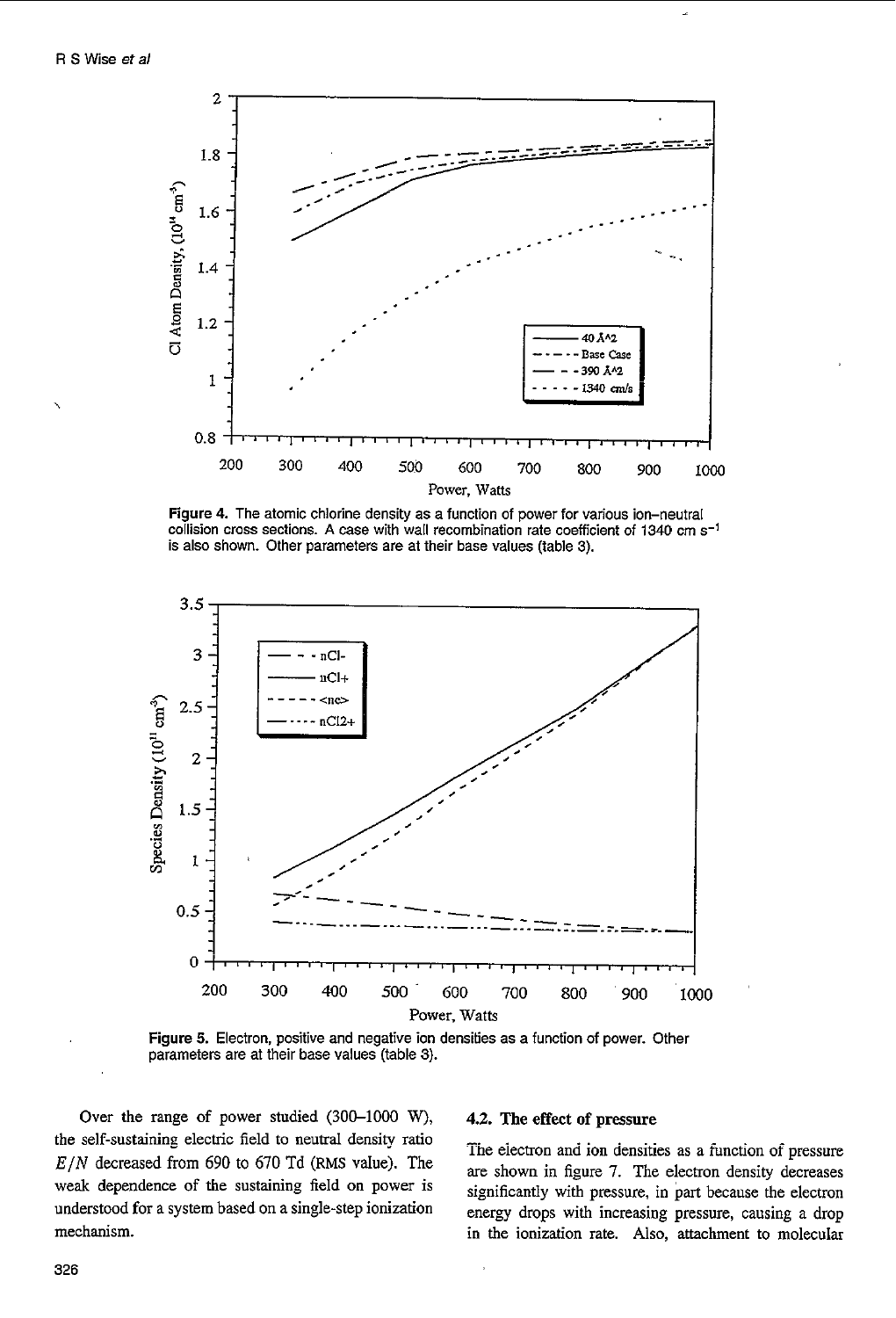Figure 4. The atomic chlorine density as a function of power for various ion–neutral collision cross sections. A case with wall recombination rate coefficient of 1340 cm s$^{-1}$ is also shown. Other parameters are at their base values (table 3).

Figure 5. Electron, positive and negative ion densities as a function of power. Other parameters are at their base values (table 3).

Over the range of power studied (300–1000 W), the self-sustaining electric field to neutral density ratio $E/N$ decreased from 690 to 670 Td (RMS value). The weak dependence of the sustaining field on power is understood for a system based on a single-step ionization mechanism.

### 4.2. The effect of pressure

The electron and ion densities as a function of pressure are shown in figure 7. The electron density decreases significantly with pressure, in part because the electron energy drops with increasing pressure, causing a drop in the ionization rate. Also, attachment to molecular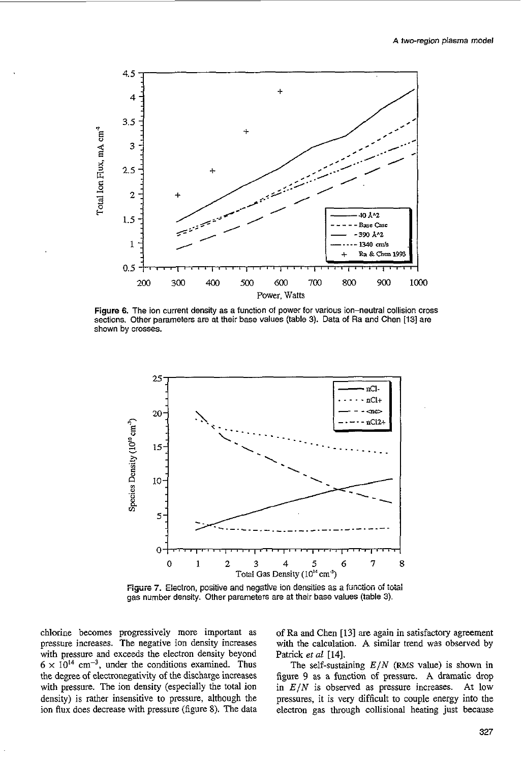Figure 6. The ion current density as a function of power for various ion–neutral collision cross sections. Other parameters are at their base values (table 3). Data of Ra and Chen [13] are shown by crosses.

Figure 7. Electron, positive and negative ion densities as a function of total gas number density. Other parameters are at their base values (table 3).

chlorine becomes progressively more important as pressure increases. The negative ion density increases with pressure and exceeds the electron density beyond $6 \times 10^{14}$ cm$^{-3}$, under the conditions examined. Thus the degree of electronegativity of the discharge increases with pressure. The ion density (especially the total ion density) is rather insensitive to pressure, although the ion flux does decrease with pressure (figure 8). The data of Ra and Chen [13] are again in satisfactory agreement with the calculation. A similar trend was observed by Patrick *et al* [14].

The self-sustaining $E/N$ (RMS value) is shown in figure 9 as a function of pressure. A dramatic drop in $E/N$ is observed as pressure increases. At low pressures, it is very difficult to couple energy into the electron gas through collisional heating just because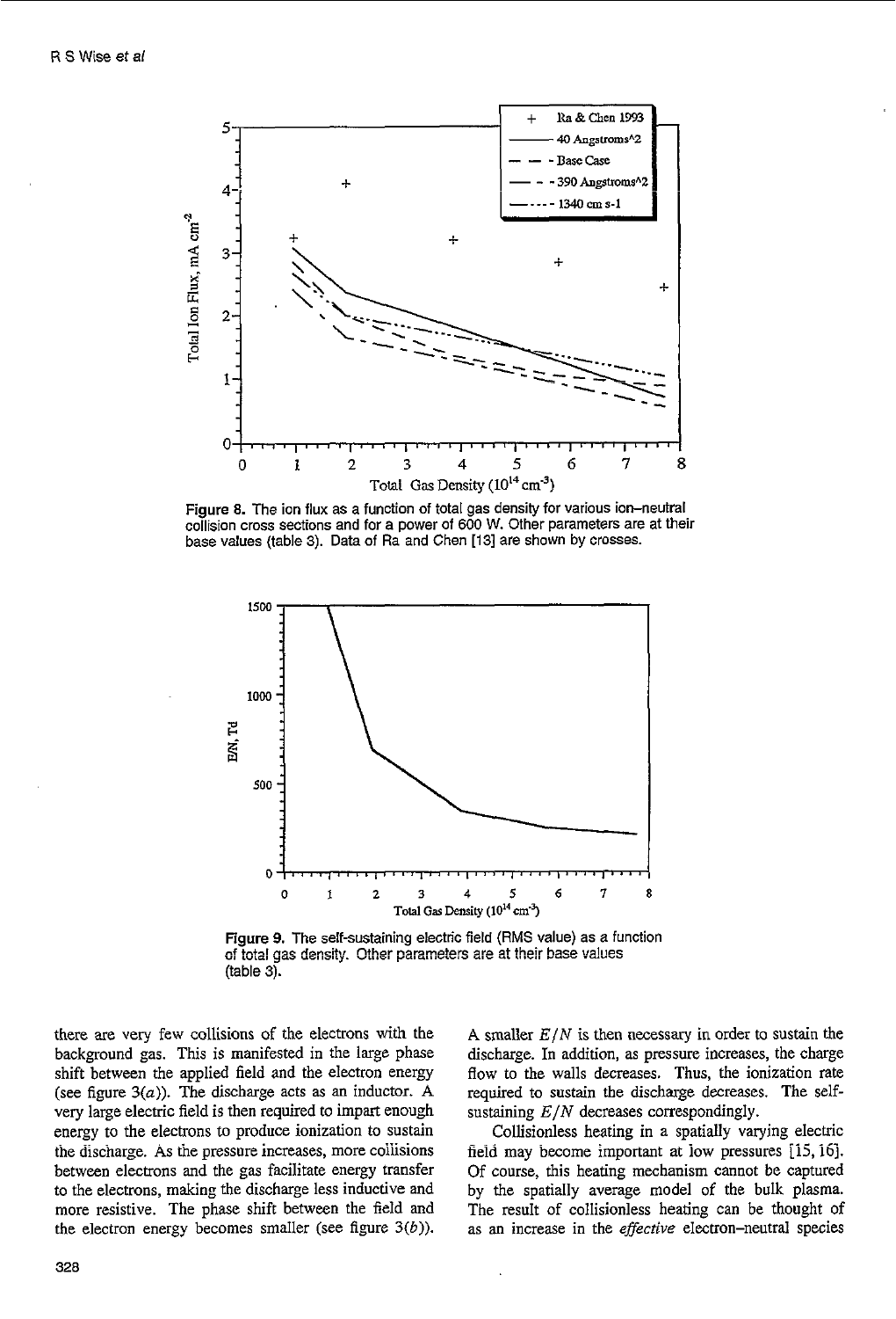Figure 8. The ion flux as a function of total gas density for various ion–neutral collision cross sections and for a power of 600 W. Other parameters are at their base values (table 3). Data of Ra and Chen [13] are shown by crosses.

Figure 9. The self-sustaining electric field (RMS value) as a function of total gas density. Other parameters are at their base values (table 3).

there are very few collisions of the electrons with the background gas. This is manifested in the large phase shift between the applied field and the electron energy (see figure 3(*a*)). The discharge acts as an inductor. A very large electric field is then required to impart enough energy to the electrons to produce ionization to sustain the discharge. As the pressure increases, more collisions between electrons and the gas facilitate energy transfer to the electrons, making the discharge less inductive and more resistive. The phase shift between the field and the electron energy becomes smaller (see figure 3(*b*)). A smaller $E/N$ is then necessary in order to sustain the discharge. In addition, as pressure increases, the charge flow to the walls decreases. Thus, the ionization rate required to sustain the discharge decreases. The self-sustaining $E/N$ decreases correspondingly.

Collisionless heating in a spatially varying electric field may become important at low pressures [15, 16]. Of course, this heating mechanism cannot be captured by the spatially average model of the bulk plasma. The result of collisionless heating can be thought of as an increase in the *effective* electron–neutral species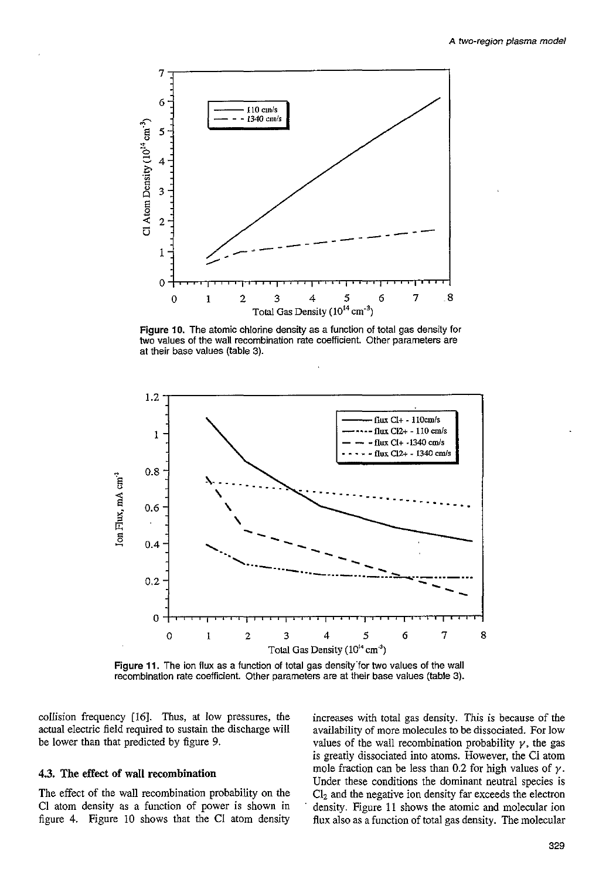Figure 10. The atomic chlorine density as a function of total gas density for two values of the wall recombination rate coefficient. Other parameters are at their base values (table 3).

Figure 11. The ion flux as a function of total gas density for two values of the wall recombination rate coefficient. Other parameters are at their base values (table 3).

collision frequency [16]. Thus, at low pressures, the actual electric field required to sustain the discharge will be lower than that predicted by figure 9.

### 4.3. The effect of wall recombination

The effect of the wall recombination probability on the Cl atom density as a function of power is shown in figure 4. Figure 10 shows that the Cl atom density increases with total gas density. This is because of the availability of more molecules to be dissociated. For low values of the wall recombination probability $\gamma$, the gas is greatly dissociated into atoms. However, the Cl atom mole fraction can be less than 0.2 for high values of $\gamma$. Under these conditions the dominant neutral species is $Cl_2$ and the negative ion density far exceeds the electron density. Figure 11 shows the atomic and molecular ion flux also as a function of total gas density. The molecular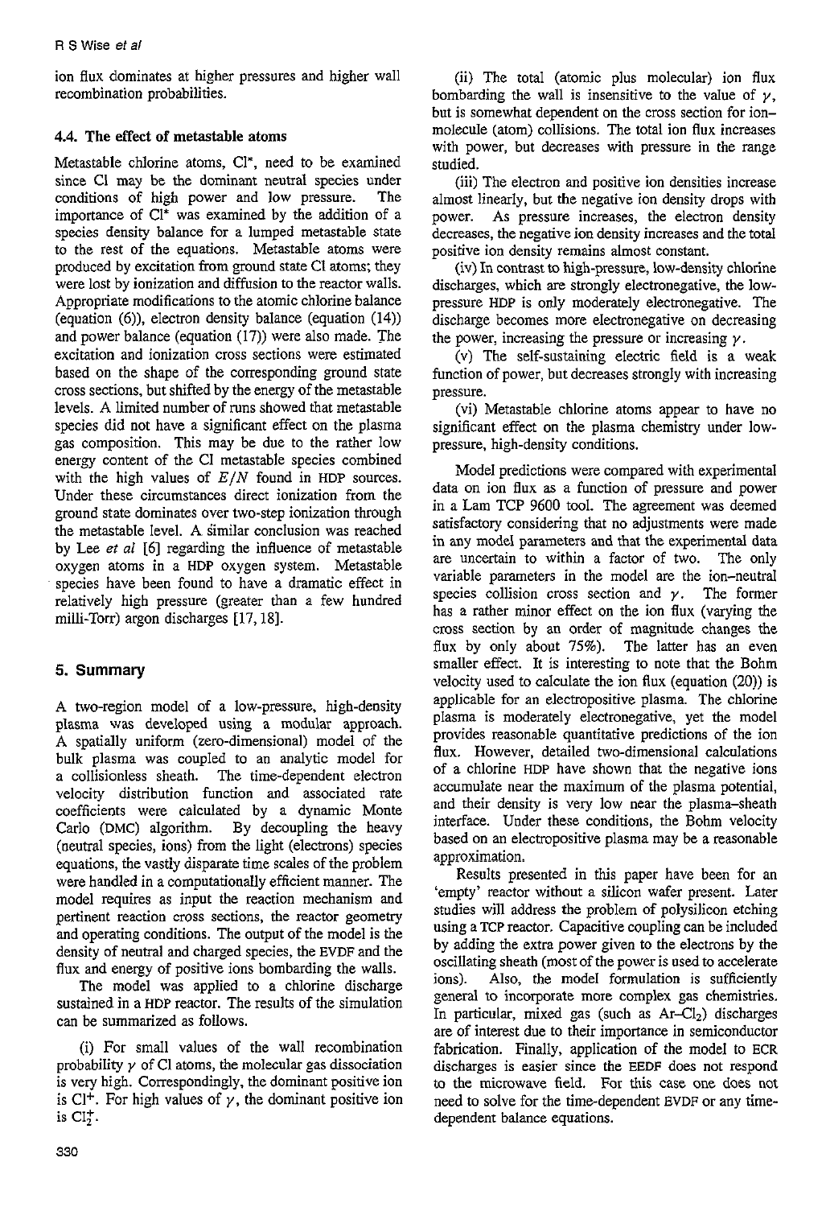ion flux dominates at higher pressures and higher wall recombination probabilities.

### 4.4. The effect of metastable atoms

Metastable chlorine atoms, $Cl^*$, need to be examined since Cl may be the dominant neutral species under conditions of high power and low pressure. The importance of $Cl^*$ was examined by the addition of a species density balance for a lumped metastable state to the rest of the equations. Metastable atoms were produced by excitation from ground state Cl atoms; they were lost by ionization and diffusion to the reactor walls. Appropriate modifications to the atomic chlorine balance (equation (6)), electron density balance (equation (14)) and power balance (equation (17)) were also made. The excitation and ionization cross sections were estimated based on the shape of the corresponding ground state cross sections, but shifted by the energy of the metastable levels. A limited number of runs showed that metastable species did not have a significant effect on the plasma gas composition. This may be due to the rather low energy content of the Cl metastable species combined with the high values of $E/N$ found in HDP sources. Under these circumstances direct ionization from the ground state dominates over two-step ionization through the metastable level. A similar conclusion was reached by Lee *et al* [6] regarding the influence of metastable oxygen atoms in a HDP oxygen system. Metastable species have been found to have a dramatic effect in relatively high pressure (greater than a few hundred milli-Torr) argon discharges [17, 18].

## 5. Summary

A two-region model of a low-pressure, high-density plasma was developed using a modular approach. A spatially uniform (zero-dimensional) model of the bulk plasma was coupled to an analytic model for a collisionless sheath. The time-dependent electron velocity distribution function and associated rate coefficients were calculated by a dynamic Monte Carlo (DMC) algorithm. By decoupling the heavy (neutral species, ions) from the light (electrons) species equations, the vastly disparate time scales of the problem were handled in a computationally efficient manner. The model requires as input the reaction mechanism and pertinent reaction cross sections, the reactor geometry and operating conditions. The output of the model is the density of neutral and charged species, the EVDF and the flux and energy of positive ions bombarding the walls.

The model was applied to a chlorine discharge sustained in a HDP reactor. The results of the simulation can be summarized as follows.

(i) For small values of the wall recombination probability $\gamma$ of Cl atoms, the molecular gas dissociation is very high. Correspondingly, the dominant positive ion is $Cl^+$. For high values of $\gamma$, the dominant positive ion is $Cl_2^+$.

(ii) The total (atomic plus molecular) ion flux bombarding the wall is insensitive to the value of $\gamma$, but is somewhat dependent on the cross section for ion–molecule (atom) collisions. The total ion flux increases with power, but decreases with pressure in the range studied.

(iii) The electron and positive ion densities increase almost linearly, but the negative ion density drops with power. As pressure increases, the electron density decreases, the negative ion density increases and the total positive ion density remains almost constant.

(iv) In contrast to high-pressure, low-density chlorine discharges, which are strongly electronegative, the low-pressure HDP is only moderately electronegative. The discharge becomes more electronegative on decreasing the power, increasing the pressure or increasing $\gamma$.

(v) The self-sustaining electric field is a weak function of power, but decreases strongly with increasing pressure.

(vi) Metastable chlorine atoms appear to have no significant effect on the plasma chemistry under low-pressure, high-density conditions.

Model predictions were compared with experimental data on ion flux as a function of pressure and power in a Lam TCP 9600 tool. The agreement was deemed satisfactory considering that no adjustments were made in any model parameters and that the experimental data are uncertain to within a factor of two. The only variable parameters in the model are the ion–neutral species collision cross section and $\gamma$. The former has a rather minor effect on the ion flux (varying the cross section by an order of magnitude changes the flux by only about 75%). The latter has an even smaller effect. It is interesting to note that the Bohm velocity used to calculate the ion flux (equation (20)) is applicable for an electropositive plasma. The chlorine plasma is moderately electronegative, yet the model provides reasonable quantitative predictions of the ion flux. However, detailed two-dimensional calculations of a chlorine HDP have shown that the negative ions accumulate near the maximum of the plasma potential, and their density is very low near the plasma–sheath interface. Under these conditions, the Bohm velocity based on an electropositive plasma may be a reasonable approximation.

Results presented in this paper have been for an 'empty' reactor without a silicon wafer present. Later studies will address the problem of polysilicon etching using a TCP reactor. Capacitive coupling can be included by adding the extra power given to the electrons by the oscillating sheath (most of the power is used to accelerate ions). Also, the model formulation is sufficiently general to incorporate more complex gas chemistries. In particular, mixed gas (such as $Ar$–$Cl_2$) discharges are of interest due to their importance in semiconductor fabrication. Finally, application of the model to ECR discharges is easier since the EEDF does not respond to the microwave field. For this case one does not need to solve for the time-dependent EVDF or any time-dependent balance equations.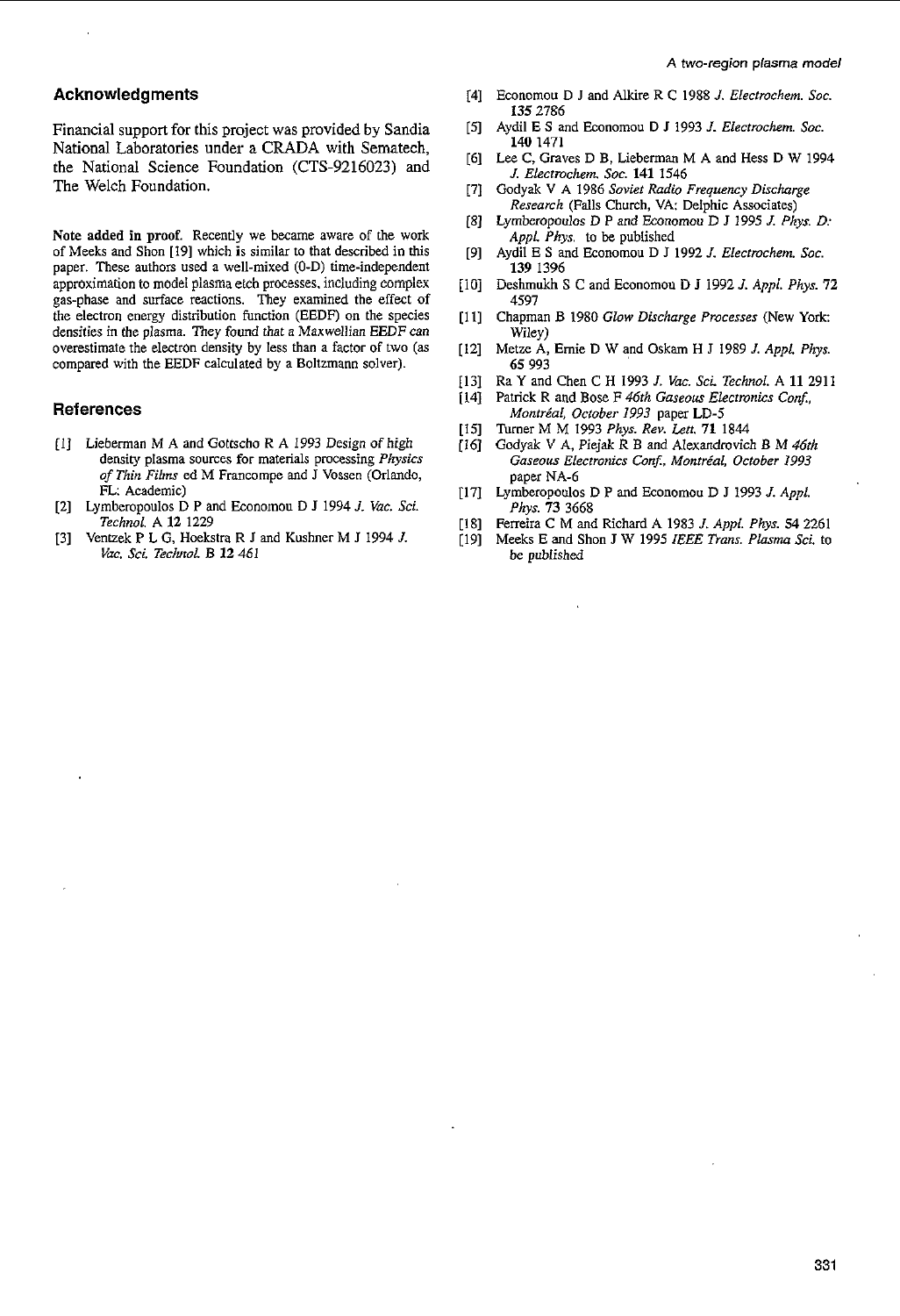## Acknowledgments

Financial support for this project was provided by Sandia National Laboratories under a CRADA with Sematech, the National Science Foundation (CTS-9216023) and The Welch Foundation.

**Note added in proof.** Recently we became aware of the work of Meeks and Shon [19] which is similar to that described in this paper. These authors used a well-mixed (0-D) time-independent approximation to model plasma etch processes, including complex gas-phase and surface reactions. They examined the effect of the electron energy distribution function (EEDF) on the species densities in the plasma. They found that a Maxwellian EEDF can overestimate the electron density by less than a factor of two (as compared with the EEDF calculated by a Boltzmann solver).

## References

[1] Lieberman M A and Gottscho R A 1993 Design of high density plasma sources for materials processing *Physics of Thin Films* ed M Francompe and J Vossen (Orlando, FL: Academic)

[2] Lymberopoulos D P and Economou D J 1994 *J. Vac. Sci. Technol.* A **12** 1229

[3] Ventzek P L G, Hoekstra R J and Kushner M J 1994 *J. Vac. Sci. Technol.* B **12** 461

[4] Economou D J and Alkire R C 1988 *J. Electrochem. Soc.* **135** 2786

[5] Aydil E S and Economou D J 1993 *J. Electrochem. Soc.* **140** 1471

[6] Lee C, Graves D B, Lieberman M A and Hess D W 1994 *J. Electrochem. Soc.* **141** 1546

[7] Godyak V A 1986 *Soviet Radio Frequency Discharge Research* (Falls Church, VA: Delphic Associates)

[8] Lymberopoulos D P and Economou D J 1995 *J. Phys. D: Appl. Phys.* to be published

[9] Aydil E S and Economou D J 1992 *J. Electrochem. Soc.* **139** 1396

[10] Deshmukh S C and Economou D J 1992 *J. Appl. Phys.* **72** 4597

[11] Chapman B 1980 *Glow Discharge Processes* (New York: Wiley)

[12] Metze A, Ernie D W and Oskam H J 1989 *J. Appl. Phys.* **65** 993

[13] Ra Y and Chen C H 1993 *J. Vac. Sci. Technol.* A **11** 2911

[14] Patrick R and Bose F *46th Gaseous Electronics Conf., Montréal, October 1993* paper LD-5

[15] Turner M M 1993 *Phys. Rev. Lett.* **71** 1844

[16] Godyak V A, Piejak R B and Alexandrovich B M *46th Gaseous Electronics Conf., Montréal, October 1993* paper NA-6

[17] Lymberopoulos D P and Economou D J 1993 *J. Appl. Phys.* **73** 3668

[18] Ferreira C M and Richard A 1983 *J. Appl. Phys.* **54** 2261

[19] Meeks E and Shon J W 1995 *IEEE Trans. Plasma Sci.* to be published